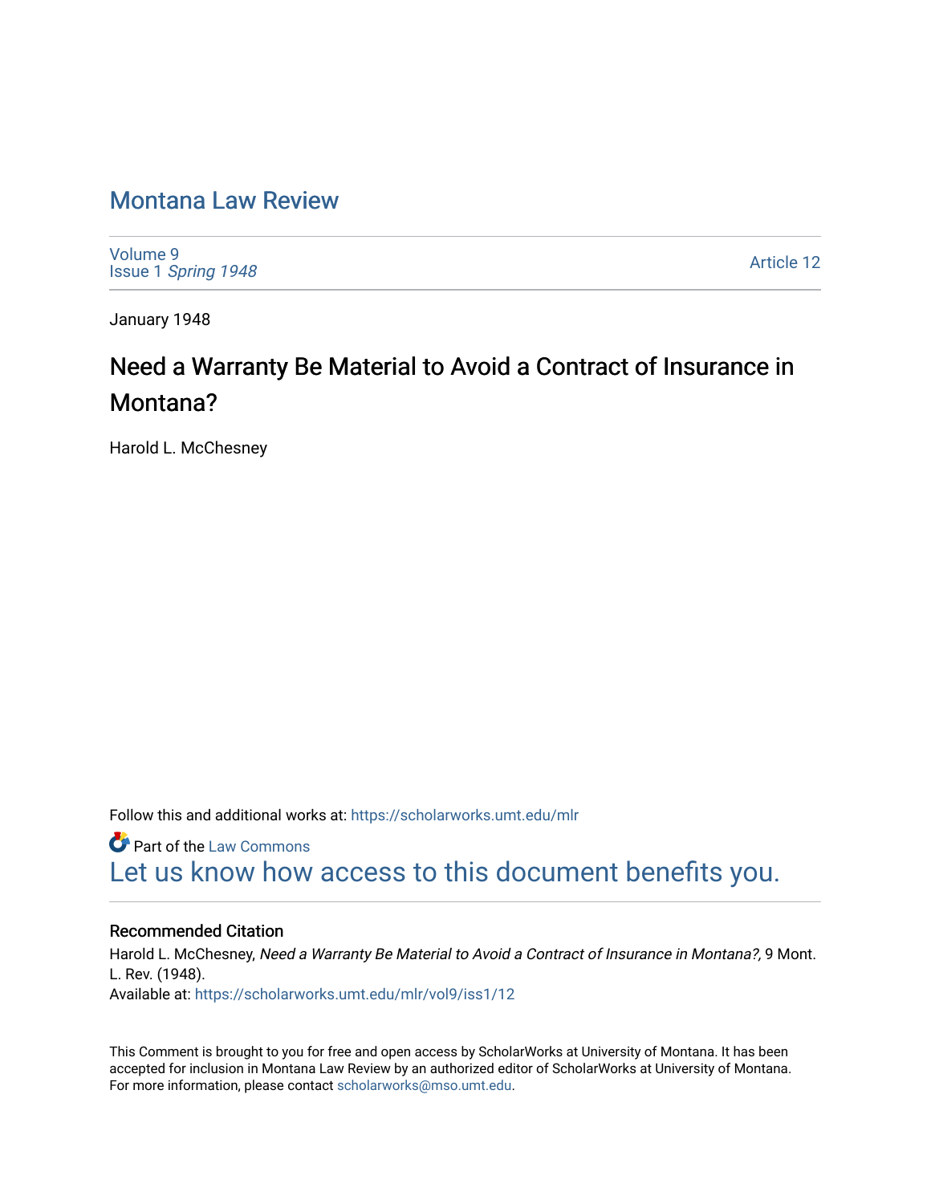# Montana Law Review

Volume 9
Issue 1 *Spring 1948*

Article 12

January 1948

## Need a Warranty Be Material to Avoid a Contract of Insurance in Montana?

Harold L. McChesney

Follow this and additional works at: https://scholarworks.umt.edu/mlr

Part of the Law Commons

Let us know how access to this document benefits you.

### Recommended Citation

Harold L. McChesney, *Need a Warranty Be Material to Avoid a Contract of Insurance in Montana?,* 9 Mont. L. Rev. (1948).
Available at: https://scholarworks.umt.edu/mlr/vol9/iss1/12

This Comment is brought to you for free and open access by ScholarWorks at University of Montana. It has been accepted for inclusion in Montana Law Review by an authorized editor of ScholarWorks at University of Montana. For more information, please contact scholarworks@mso.umt.edu.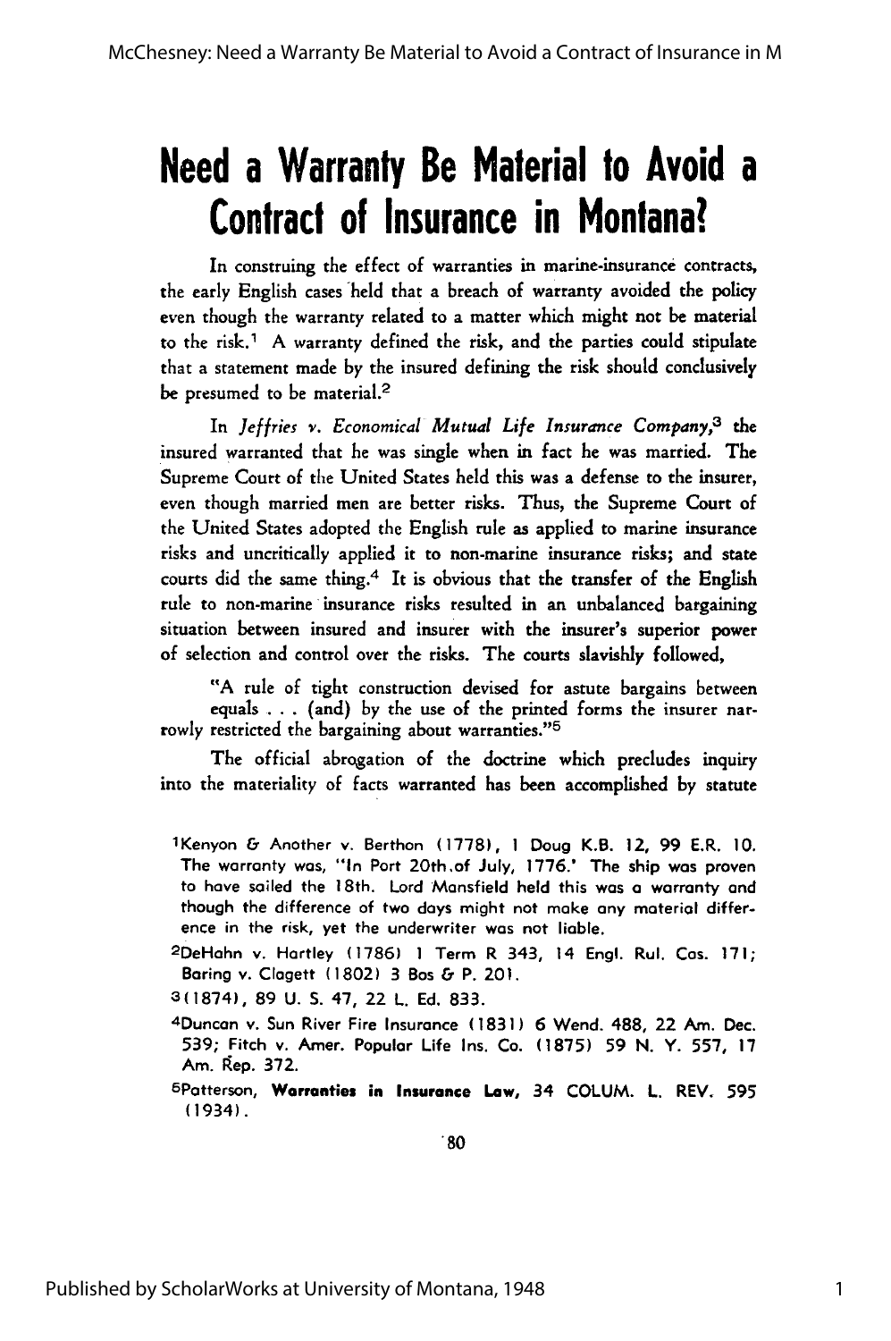# Need a Warranty Be Material to Avoid a Contract of Insurance in Montana?

In construing the effect of warranties in marine-insurance contracts, the early English cases held that a breach of warranty avoided the policy even though the warranty related to a matter which might not be material to the risk.[1] A warranty defined the risk, and the parties could stipulate that a statement made by the insured defining the risk should conclusively be presumed to be material.[2]

In *Jeffries v. Economical Mutual Life Insurance Company*,[3] the insured warranted that he was single when in fact he was married. The Supreme Court of the United States held this was a defense to the insurer, even though married men are better risks. Thus, the Supreme Court of the United States adopted the English rule as applied to marine insurance risks and uncritically applied it to non-marine insurance risks; and state courts did the same thing.[4] It is obvious that the transfer of the English rule to non-marine insurance risks resulted in an unbalanced bargaining situation between insured and insurer with the insurer's superior power of selection and control over the risks. The courts slavishly followed,

> "A rule of tight construction devised for astute bargains between equals . . . (and) by the use of the printed forms the insurer narrowly restricted the bargaining about warranties."[5]

The official abrogation of the doctrine which precludes inquiry into the materiality of facts warranted has been accomplished by statute

---

[1] Kenyon & Another v. Berthon (1778), 1 Doug K.B. 12, 99 E.R. 10. The warranty was, "In Port 20th of July, 1776.' The ship was proven to have sailed the 18th. Lord Mansfield held this was a warranty and though the difference of two days might not make any material difference in the risk, yet the underwriter was not liable.

[2] DeHahn v. Hartley (1786) 1 Term R 343, 14 Engl. Rul. Cas. 171; Baring v. Clagett (1802) 3 Bos & P. 201.

[3] (1874), 89 U. S. 47, 22 L. Ed. 833.

[4] Duncan v. Sun River Fire Insurance (1831) 6 Wend. 488, 22 Am. Dec. 539; Fitch v. Amer. Popular Life Ins. Co. (1875) 59 N. Y. 557, 17 Am. Rep. 372.

[5] Patterson, **Warranties in Insurance Law**, 34 COLUM. L. REV. 595 (1934).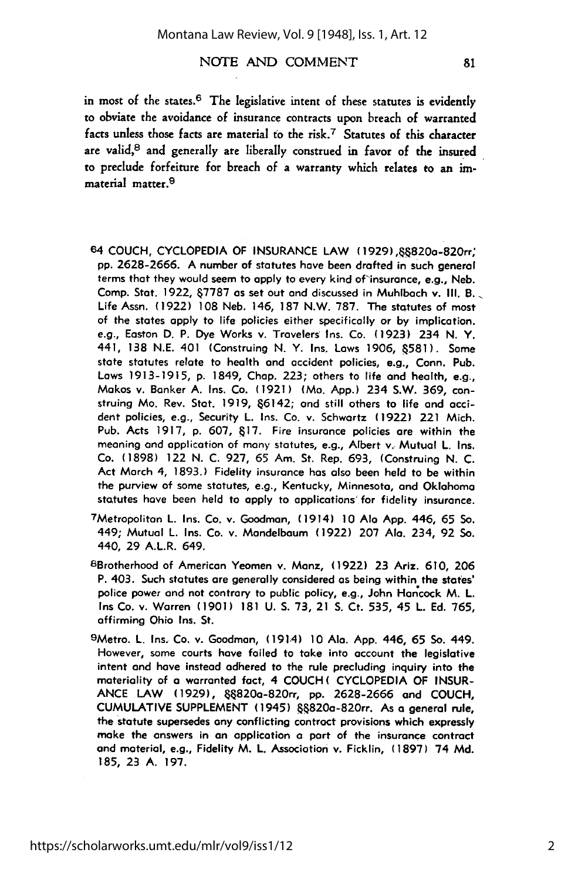in most of the states.[6] The legislative intent of these statutes is evidently to obviate the avoidance of insurance contracts upon breach of warranted facts unless those facts are material to the risk.[7] Statutes of this character are valid,[8] and generally are liberally construed in favor of the insured to preclude forfeiture for breach of a warranty which relates to an immaterial matter.[9]

[6]4 COUCH, CYCLOPEDIA OF INSURANCE LAW (1929), §§820a-820rr, pp. 2628-2666. A number of statutes have been drafted in such general terms that they would seem to apply to every kind of insurance, e.g., Neb. Comp. Stat. 1922, §7787 as set out and discussed in Muhlbach v. Ill. B. Life Assn. (1922) 108 Neb. 146, 187 N.W. 787. The statutes of most of the states apply to life policies either specifically or by implication. e.g., Easton D. P. Dye Works v. Travelers Ins. Co. (1923) 234 N. Y. 441, 138 N.E. 401 (Construing N. Y. Ins. Laws 1906, §581). Some state statutes relate to health and accident policies, e.g., Conn. Pub. Laws 1913-1915, p. 1849, Chap. 223; others to life and health, e.g., Makos v. Banker A. Ins. Co. (1921) (Mo. App.) 234 S.W. 369, construing Mo. Rev. Stat. 1919, §6142; and still others to life and accident policies, e.g., Security L. Ins. Co. v. Schwartz (1922) 221 Mich. Pub. Acts 1917, p. 607, §17. Fire insurance policies are within the meaning and application of many statutes, e.g., Albert v. Mutual L. Ins. Co. (1898) 122 N. C. 927, 65 Am. St. Rep. 693, (Construing N. C. Act March 4, 1893.) Fidelity insurance has also been held to be within the purview of some statutes, e.g., Kentucky, Minnesota, and Oklahoma statutes have been held to apply to applications for fidelity insurance.

[7]Metropolitan L. Ins. Co. v. Goodman, (1914) 10 Ala App. 446, 65 So. 449; Mutual L. Ins. Co. v. Mandelbaum (1922) 207 Ala. 234, 92 So. 440, 29 A.L.R. 649.

[8]Brotherhood of American Yeomen v. Manz, (1922) 23 Ariz. 610, 206 P. 403. Such statutes are generally considered as being within the states' police power and not contrary to public policy, e.g., John Hancock M. L. Ins Co. v. Warren (1901) 181 U. S. 73, 21 S. Ct. 535, 45 L. Ed. 765, affirming Ohio Ins. St.

[9]Metro. L. Ins. Co. v. Goodman, (1914) 10 Ala. App. 446, 65 So. 449. However, some courts have failed to take into account the legislative intent and have instead adhered to the rule precluding inquiry into the materiality of a warranted fact, 4 COUCH, CYCLOPEDIA OF INSURANCE LAW (1929), §§820a-820rr, pp. 2628-2666 and COUCH, CUMULATIVE SUPPLEMENT (1945) §§820a-820rr. As a general rule, the statute supersedes any conflicting contract provisions which expressly make the answers in an application a part of the insurance contract and material, e.g., Fidelity M. L. Association v. Ficklin, (1897) 74 Md. 185, 23 A. 197.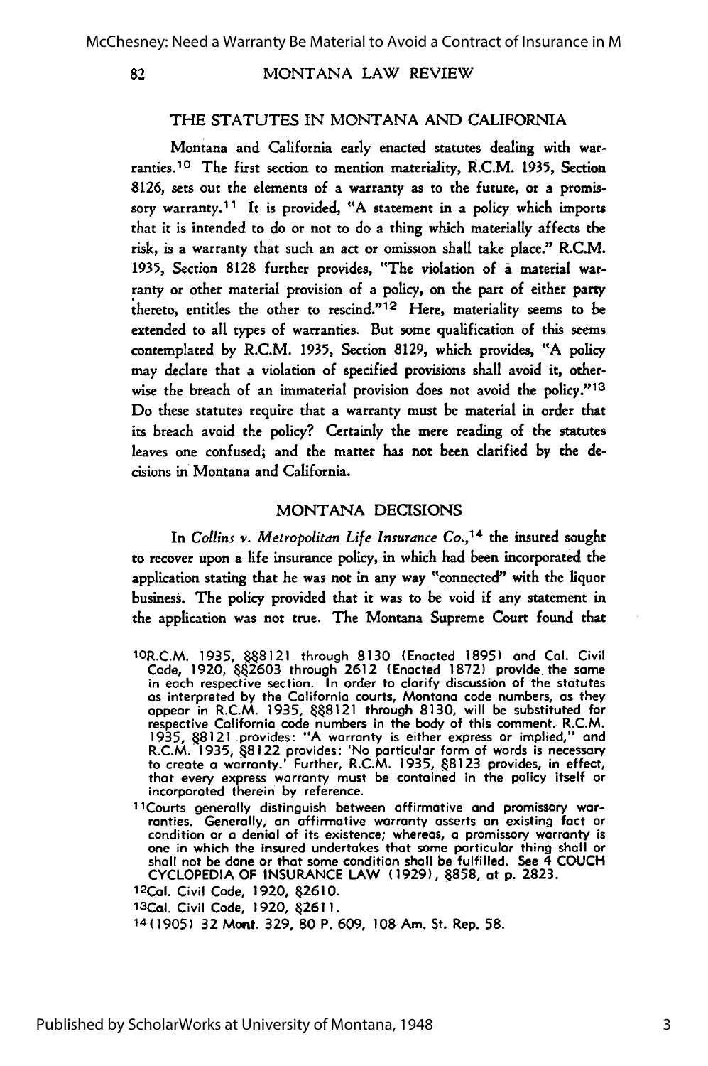## THE STATUTES IN MONTANA AND CALIFORNIA

Montana and California early enacted statutes dealing with warranties.[10] The first section to mention materiality, R.C.M. 1935, Section 8126, sets out the elements of a warranty as to the future, or a promissory warranty.[11] It is provided, "A statement in a policy which imports that it is intended to do or not to do a thing which materially affects the risk, is a warranty that such an act or omission shall take place." R.C.M. 1935, Section 8128 further provides, "The violation of a material warranty or other material provision of a policy, on the part of either party thereto, entitles the other to rescind."[12] Here, materiality seems to be extended to all types of warranties. But some qualification of this seems contemplated by R.C.M. 1935, Section 8129, which provides, "A policy may declare that a violation of specified provisions shall avoid it, otherwise the breach of an immaterial provision does not avoid the policy."[13] Do these statutes require that a warranty must be material in order that its breach avoid the policy? Certainly the mere reading of the statutes leaves one confused; and the matter has not been clarified by the decisions in Montana and California.

## MONTANA DECISIONS

In *Collins v. Metropolitan Life Insurance Co.*,[14] the insured sought to recover upon a life insurance policy, in which had been incorporated the application stating that he was not in any way "connected" with the liquor business. The policy provided that it was to be void if any statement in the application was not true. The Montana Supreme Court found that

---

[10] R.C.M. 1935, §§8121 through 8130 (Enacted 1895) and Cal. Civil Code, 1920, §§2603 through 2612 (Enacted 1872) provide the same in each respective section. In order to clarify discussion of the statutes as interpreted by the California courts, Montana code numbers, as they appear in R.C.M. 1935, §§8121 through 8130, will be substituted for respective California code numbers in the body of this comment. R.C.M. 1935, §8121 provides: "A warranty is either express or implied," and R.C.M. 1935, §8122 provides: 'No particular form of words is necessary to create a warranty.' Further, R.C.M. 1935, §8123 provides, in effect, that every express warranty must be contained in the policy itself or incorporated therein by reference.

[11] Courts generally distinguish between affirmative and promissory warranties. Generally, an affirmative warranty asserts an existing fact or condition or a denial of its existence; whereas, a promissory warranty is one in which the insured undertakes that some particular thing shall or shall not be done or that some condition shall be fulfilled. See 4 COUCH CYCLOPEDIA OF INSURANCE LAW (1929), §858, at p. 2823.

[12] Cal. Civil Code, 1920, §2610.

[13] Cal. Civil Code, 1920, §2611.

[14] (1905) 32 Mont. 329, 80 P. 609, 108 Am. St. Rep. 58.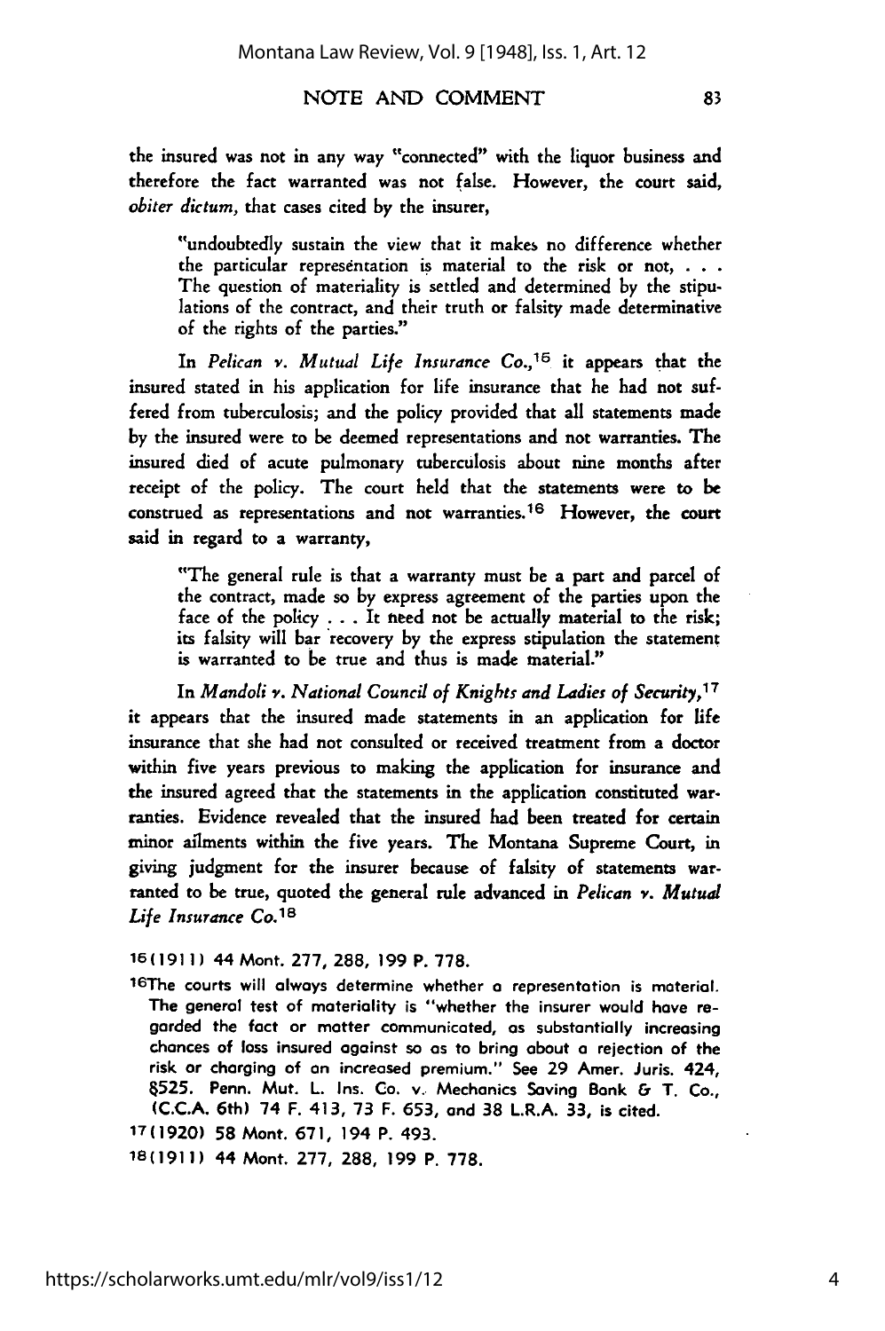the insured was not in any way "connected" with the liquor business and therefore the fact warranted was not false. However, the court said, *obiter dictum*, that cases cited by the insurer,

> "undoubtedly sustain the view that it makes no difference whether the particular representation is material to the risk or not, . . . The question of materiality is settled and determined by the stipulations of the contract, and their truth or falsity made determinative of the rights of the parties."

In *Pelican v. Mutual Life Insurance Co.*,[15] it appears that the insured stated in his application for life insurance that he had not suffered from tuberculosis; and the policy provided that all statements made by the insured were to be deemed representations and not warranties. The insured died of acute pulmonary tuberculosis about nine months after receipt of the policy. The court held that the statements were to be construed as representations and not warranties.[16] However, the court said in regard to a warranty,

> "The general rule is that a warranty must be a part and parcel of the contract, made so by express agreement of the parties upon the face of the policy . . . It need not be actually material to the risk; its falsity will bar recovery by the express stipulation the statement is warranted to be true and thus is made material."

In *Mandoli v. National Council of Knights and Ladies of Security*,[17] it appears that the insured made statements in an application for life insurance that she had not consulted or received treatment from a doctor within five years previous to making the application for insurance and the insured agreed that the statements in the application constituted warranties. Evidence revealed that the insured had been treated for certain minor ailments within the five years. The Montana Supreme Court, in giving judgment for the insurer because of falsity of statements warranted to be true, quoted the general rule advanced in *Pelican v. Mutual Life Insurance Co.*[18]

[15](1911) 44 Mont. 277, 288, 199 P. 778.

[16]The courts will always determine whether a representation is material. The general test of materiality is "whether the insurer would have regarded the fact or matter communicated, as substantially increasing chances of loss insured against so as to bring about a rejection of the risk or charging of an increased premium." See 29 Amer. Juris. 424, §525. Penn. Mut. L. Ins. Co. v. Mechanics Saving Bank & T. Co., (C.C.A. 6th) 74 F. 413, 73 F. 653, and 38 L.R.A. 33, is cited.

[17](1920) 58 Mont. 671, 194 P. 493.

[18](1911) 44 Mont. 277, 288, 199 P. 778.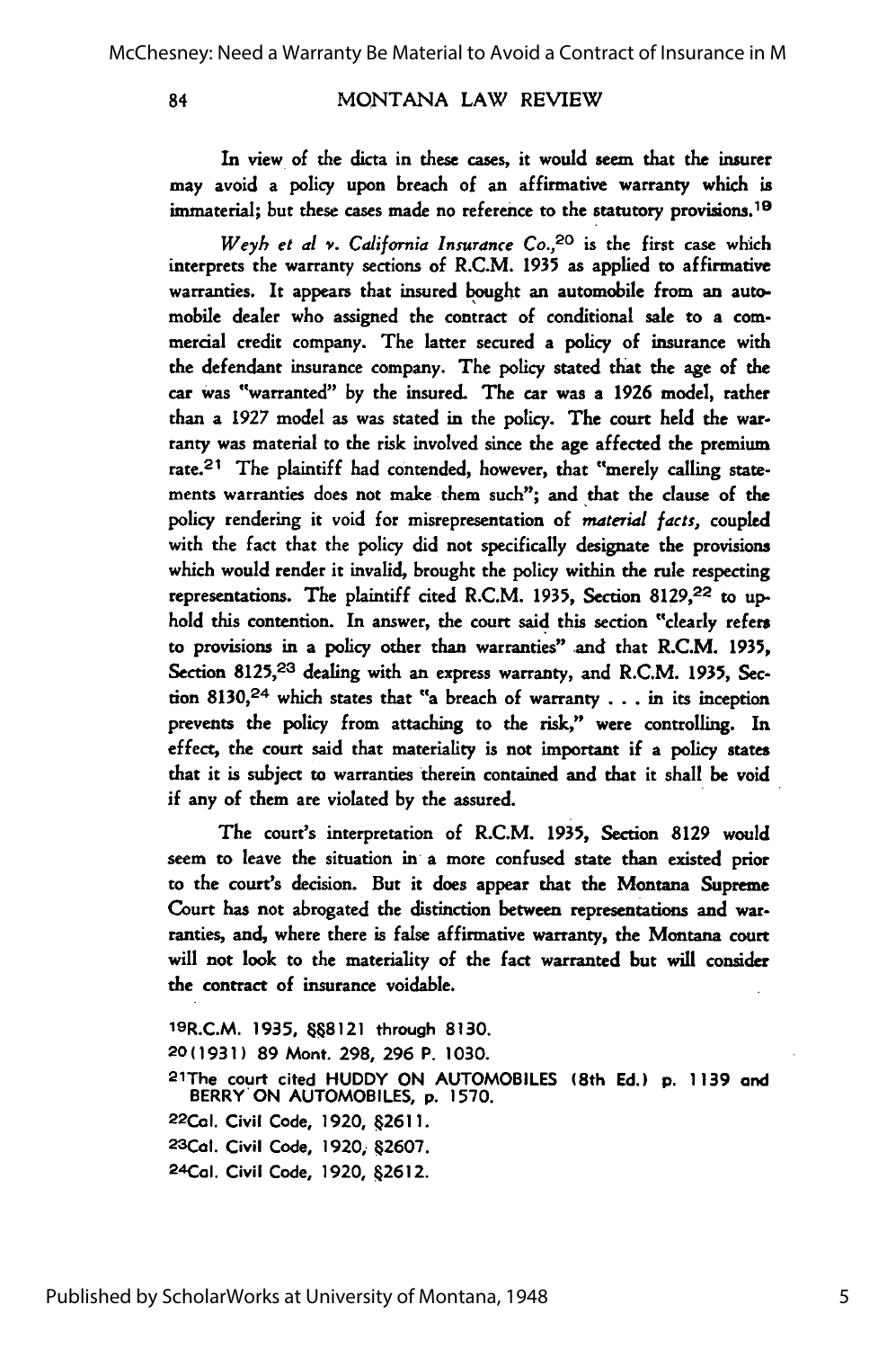In view of the dicta in these cases, it would seem that the insurer may avoid a policy upon breach of an affirmative warranty which is immaterial; but these cases made no reference to the statutory provisions.[19]

*Weyh et al v. California Insurance Co.*,[20] is the first case which interprets the warranty sections of R.C.M. 1935 as applied to affirmative warranties. It appears that insured bought an automobile from an automobile dealer who assigned the contract of conditional sale to a commercial credit company. The latter secured a policy of insurance with the defendant insurance company. The policy stated that the age of the car was "warranted" by the insured. The car was a 1926 model, rather than a 1927 model as was stated in the policy. The court held the warranty was material to the risk involved since the age affected the premium rate.[21] The plaintiff had contended, however, that "merely calling statements warranties does not make them such"; and that the clause of the policy rendering it void for misrepresentation of *material facts*, coupled with the fact that the policy did not specifically designate the provisions which would render it invalid, brought the policy within the rule respecting representations. The plaintiff cited R.C.M. 1935, Section 8129,[22] to uphold this contention. In answer, the court said this section "clearly refers to provisions in a policy other than warranties" and that R.C.M. 1935, Section 8125,[23] dealing with an express warranty, and R.C.M. 1935, Section 8130,[24] which states that "a breach of warranty . . . in its inception prevents the policy from attaching to the risk," were controlling. In effect, the court said that materiality is not important if a policy states that it is subject to warranties therein contained and that it shall be void if any of them are violated by the assured.

The court's interpretation of R.C.M. 1935, Section 8129 would seem to leave the situation in a more confused state than existed prior to the court's decision. But it does appear that the Montana Supreme Court has not abrogated the distinction between representations and warranties, and, where there is false affirmative warranty, the Montana court will not look to the materiality of the fact warranted but will consider the contract of insurance voidable.

[19]R.C.M. 1935, §§8121 through 8130.

[20](1931) 89 Mont. 298, 296 P. 1030.

[21]The court cited HUDDY ON AUTOMOBILES (8th Ed.) p. 1139 and BERRY ON AUTOMOBILES, p. 1570.

[22]Cal. Civil Code, 1920, §2611.

[23]Cal. Civil Code, 1920, §2607.

[24]Cal. Civil Code, 1920, §2612.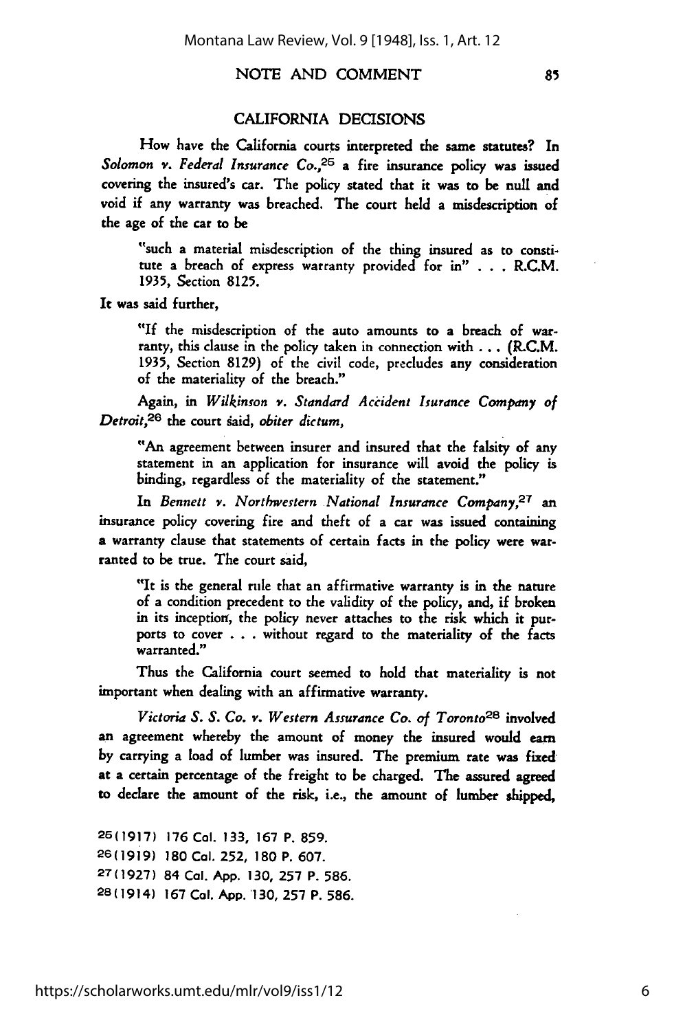## CALIFORNIA DECISIONS

How have the California courts interpreted the same statutes? In *Solomon v. Federal Insurance Co.*,[25] a fire insurance policy was issued covering the insured's car. The policy stated that it was to be null and void if any warranty was breached. The court held a misdescription of the age of the car to be

> "such a material misdescription of the thing insured as to constitute a breach of express warranty provided for in" . . . R.C.M. 1935, Section 8125.

It was said further,

> "If the misdescription of the auto amounts to a breach of warranty, this clause in the policy taken in connection with . . . (R.C.M. 1935, Section 8129) of the civil code, precludes any consideration of the materiality of the breach."

Again, in *Wilkinson v. Standard Accident Isurance Company of Detroit*,[26] the court said, *obiter dictum*,

> "An agreement between insurer and insured that the falsity of any statement in an application for insurance will avoid the policy is binding, regardless of the materiality of the statement."

In *Bennett v. Northwestern National Insurance Company*,[27] an insurance policy covering fire and theft of a car was issued containing a warranty clause that statements of certain facts in the policy were warranted to be true. The court said,

> "It is the general rule that an affirmative warranty is in the nature of a condition precedent to the validity of the policy, and, if broken in its inception, the policy never attaches to the risk which it purports to cover . . . without regard to the materiality of the facts warranted."

Thus the California court seemed to hold that materiality is not important when dealing with an affirmative warranty.

*Victoria S. S. Co. v. Western Assurance Co. of Toronto*[28] involved an agreement whereby the amount of money the insured would earn by carrying a load of lumber was insured. The premium rate was fixed at a certain percentage of the freight to be charged. The assured agreed to declare the amount of the risk, i.e., the amount of lumber shipped,

[25](1917) 176 Cal. 133, 167 P. 859.

[26](1919) 180 Cal. 252, 180 P. 607.

[27](1927) 84 Cal. App. 130, 257 P. 586.

[28](1914) 167 Cal. App. 130, 257 P. 586.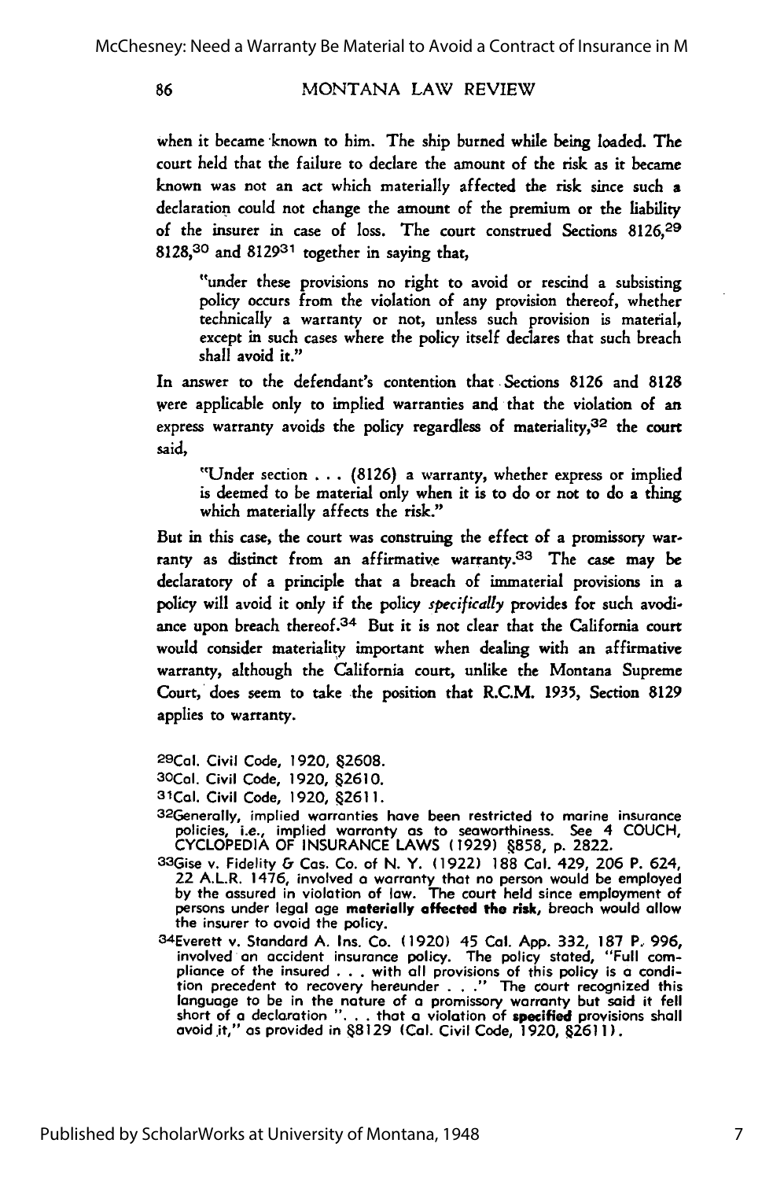when it became known to him. The ship burned while being loaded. The court held that the failure to declare the amount of the risk as it became known was not an act which materially affected the risk since such a declaration could not change the amount of the premium or the liability of the insurer in case of loss. The court construed Sections 8126,[29] 8128,[30] and 8129[31] together in saying that,

> "under these provisions no right to avoid or rescind a subsisting policy occurs from the violation of any provision thereof, whether technically a warranty or not, unless such provision is material, except in such cases where the policy itself declares that such breach shall avoid it."

In answer to the defendant's contention that Sections 8126 and 8128 were applicable only to implied warranties and that the violation of an express warranty avoids the policy regardless of materiality,[32] the court said,

> "Under section . . . (8126) a warranty, whether express or implied is deemed to be material only when it is to do or not to do a thing which materially affects the risk."

But in this case, the court was construing the effect of a promissory warranty as distinct from an affirmative warranty.[33] The case may be declaratory of a principle that a breach of immaterial provisions in a policy will avoid it only if the policy *specifically* provides for such avoidance upon breach thereof.[34] But it is not clear that the California court would consider materiality important when dealing with an affirmative warranty, although the California court, unlike the Montana Supreme Court, does seem to take the position that R.C.M. 1935, Section 8129 applies to warranty.

[29] Cal. Civil Code, 1920, §2608.

[30] Cal. Civil Code, 1920, §2610.

[31] Cal. Civil Code, 1920, §2611.

[32] Generally, implied warranties have been restricted to marine insurance policies, i.e., implied warranty as to seaworthiness. See 4 COUCH, CYCLOPEDIA OF INSURANCE LAWS (1929) §858, p. 2822.

[33] Gise v. Fidelity & Cas. Co. of N. Y. (1922) 188 Cal. 429, 206 P. 624, 22 A.L.R. 1476, involved a warranty that no person would be employed by the assured in violation of law. The court held since employment of persons under legal age **materially affected the risk,** breach would allow the insurer to avoid the policy.

[34] Everett v. Standard A. Ins. Co. (1920) 45 Cal. App. 332, 187 P. 996, involved an accident insurance policy. The policy stated, "Full compliance of the insured . . . with all provisions of this policy is a condition precedent to recovery hereunder . . ." The court recognized this language to be in the nature of a promissory warranty but said it fell short of a declaration ". . . that a violation of **specified** provisions shall avoid it," as provided in §8129 (Cal. Civil Code, 1920, §2611).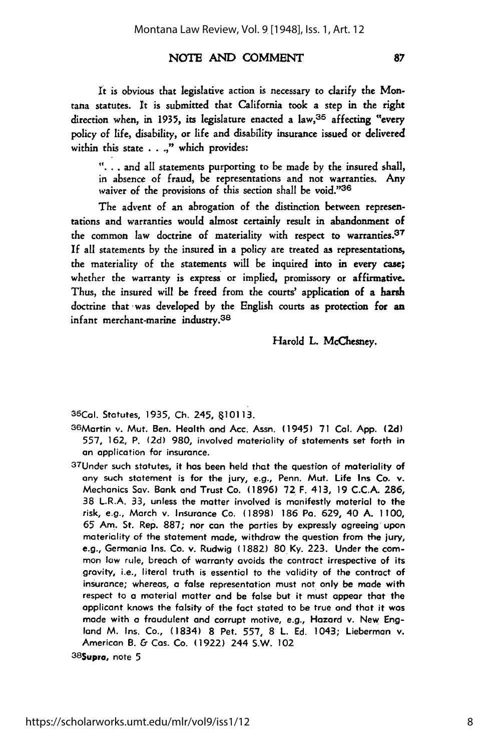It is obvious that legislative action is necessary to clarify the Montana statutes. It is submitted that California took a step in the right direction when, in 1935, its legislature enacted a law,[35] affecting "every policy of life, disability, or life and disability insurance issued or delivered within this state . . .," which provides:

> ". . . and all statements purporting to be made by the insured shall, in absence of fraud, be representations and not warranties. Any waiver of the provisions of this section shall be void."[36]

The advent of an abrogation of the distinction between representations and warranties would almost certainly result in abandonment of the common law doctrine of materiality with respect to warranties.[37] If all statements by the insured in a policy are treated as representations, the materiality of the statements will be inquired into in every case; whether the warranty is express or implied, promissory or affirmative. Thus, the insured will be freed from the courts' application of a harsh doctrine that was developed by the English courts as protection for an infant merchant-marine industry.[38]

Harold L. McChesney.

---

[35] Cal. Statutes, 1935, Ch. 245, §10113.

[36] Martin v. Mut. Ben. Health and Acc. Assn. (1945) 71 Cal. App. (2d) 557, 162, P. (2d) 980, involved materiality of statements set forth in an application for insurance.

[37] Under such statutes, it has been held that the question of materiality of any such statement is for the jury, e.g., Penn. Mut. Life Ins Co. v. Mechanics Sav. Bank and Trust Co. (1896) 72 F. 413, 19 C.C.A. 286, 38 L.R.A. 33, unless the matter involved is manifestly material to the risk, e.g., March v. Insurance Co. (1898) 186 Pa. 629, 40 A. 1100, 65 Am. St. Rep. 887; nor can the parties by expressly agreeing upon materiality of the statement made, withdraw the question from the jury, e.g., Germania Ins. Co. v. Rudwig (1882) 80 Ky. 223. Under the common law rule, breach of warranty avoids the contract irrespective of its gravity, i.e., literal truth is essential to the validity of the contract of insurance; whereas, a false representation must not only be made with respect to a material matter and be false but it must appear that the applicant knows the falsity of the fact stated to be true and that it was made with a fraudulent and corrupt motive, e.g., Hazard v. New England M. Ins. Co., (1834) 8 Pet. 557, 8 L. Ed. 1043; Lieberman v. American B. & Cas. Co. (1922) 244 S.W. 102

[38] **Supra**, note 5